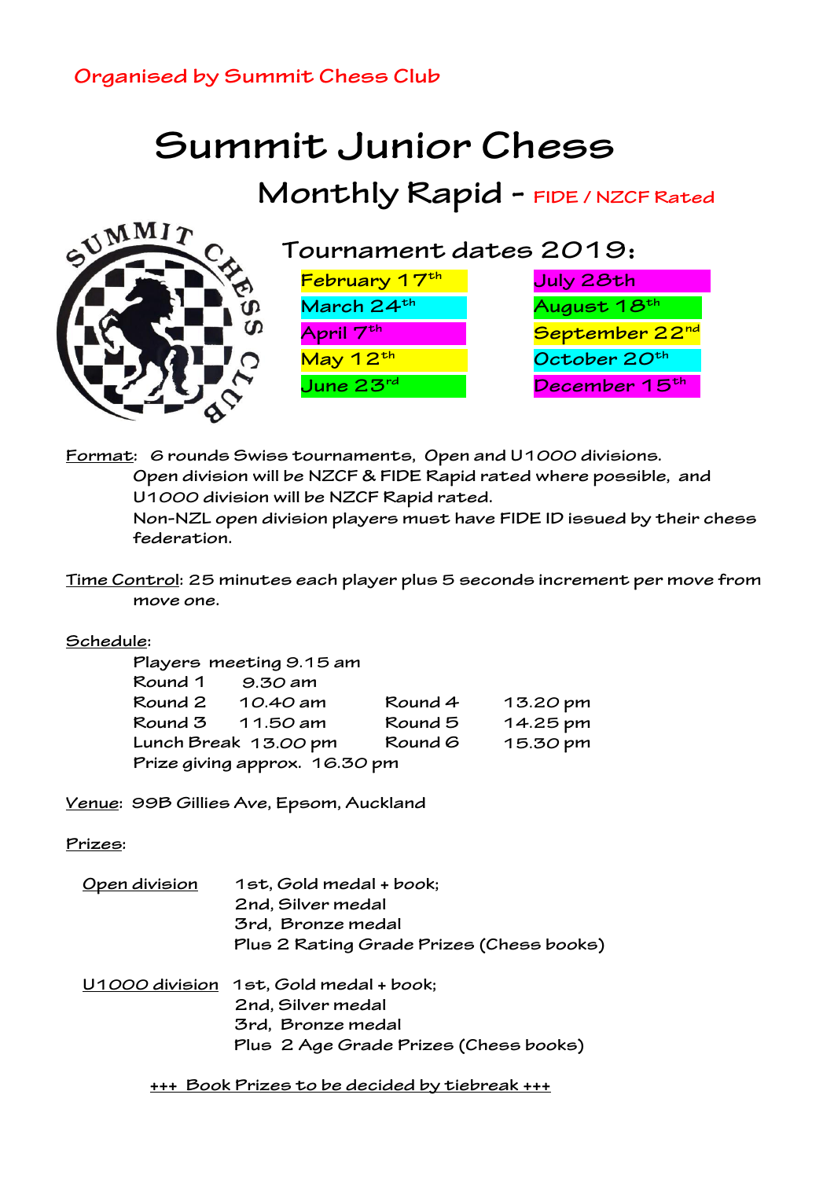Organised by Summit Chess Club

# Summit Junior Chess

## Monthly Rapid - FIDE / NZCF Rated

### Tournament dates 2019:

| | |
|---|---|
| February 17th | July 28th |
| March 24th | August 18th |
| April 7th | September 22nd |
| May 12th | October 20th |
| June 23rd | December 15th |

Format: 6 rounds Swiss tournaments, Open and U1000 divisions.
Open division will be NZCF & FIDE Rapid rated where possible, and U1000 division will be NZCF Rapid rated.
Non-NZL open division players must have FIDE ID issued by their chess federation.

Time Control: 25 minutes each player plus 5 seconds increment per move from move one.

Schedule:

Players meeting 9.15 am

| | | | |
|---|---|---|---|
| Round 1 | 9.30 am | | |
| Round 2 | 10.40 am | Round 4 | 13.20 pm |
| Round 3 | 11.50 am | Round 5 | 14.25 pm |
| Lunch Break | 13.00 pm | Round 6 | 15.30 pm |

Prize giving approx. 16.30 pm

Venue: 99B Gillies Ave, Epsom, Auckland

Prizes:

Open division
- 1st, Gold medal + book;
- 2nd, Silver medal
- 3rd, Bronze medal
- Plus 2 Rating Grade Prizes (Chess books)

U1000 division
- 1st, Gold medal + book;
- 2nd, Silver medal
- 3rd, Bronze medal
- Plus 2 Age Grade Prizes (Chess books)

+++ Book Prizes to be decided by tiebreak +++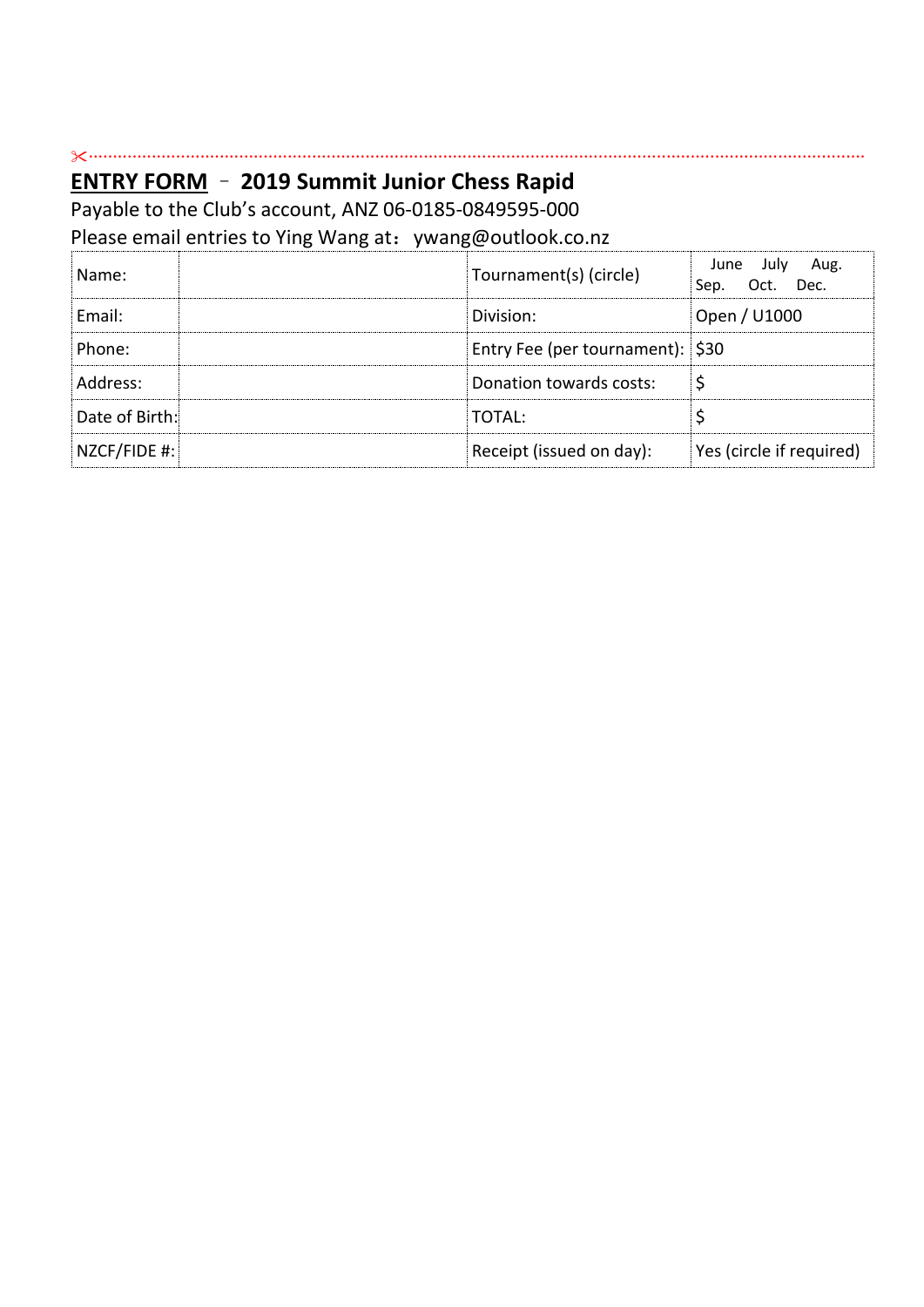✂······································································································································

**ENTRY FORM** – **2019 Summit Junior Chess Rapid**

Payable to the Club's account, ANZ 06-0185-0849595-000

Please email entries to Ying Wang at：ywang@outlook.co.nz

| | | | |
|---|---|---|---|
| Name: | | Tournament(s) (circle) | June July Aug. Sep. Oct. Dec. |
| Email: | | Division: | Open / U1000 |
| Phone: | | Entry Fee (per tournament): | $30 |
| Address: | | Donation towards costs: | $ |
| Date of Birth: | | TOTAL: | $ |
| NZCF/FIDE #: | | Receipt (issued on day): | Yes (circle if required) |